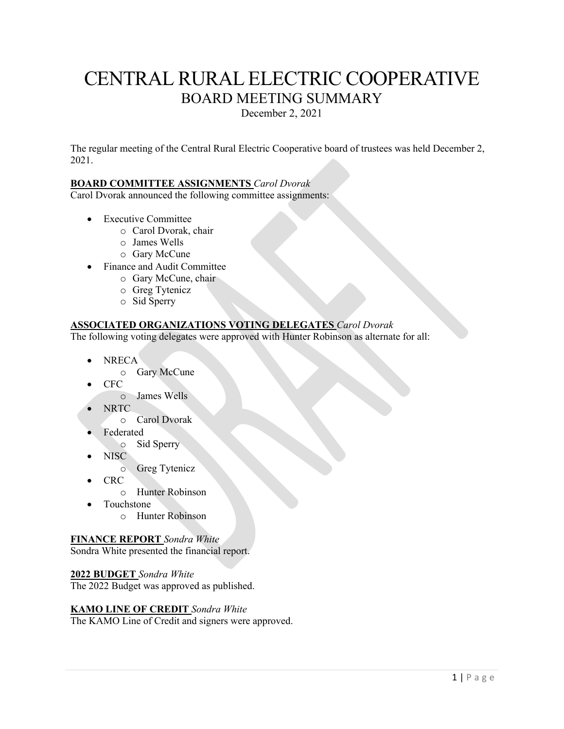# CENTRAL RURAL ELECTRIC COOPERATIVE
## BOARD MEETING SUMMARY
December 2, 2021

The regular meeting of the Central Rural Electric Cooperative board of trustees was held December 2, 2021.

**BOARD COMMITTEE ASSIGNMENTS** *Carol Dvorak*
Carol Dvorak announced the following committee assignments:

- Executive Committee
  - Carol Dvorak, chair
  - James Wells
  - Gary McCune
- Finance and Audit Committee
  - Gary McCune, chair
  - Greg Tytenicz
  - Sid Sperry

**ASSOCIATED ORGANIZATIONS VOTING DELEGATES** *Carol Dvorak*
The following voting delegates were approved with Hunter Robinson as alternate for all:

- NRECA
  - Gary McCune
- CFC
  - James Wells
- NRTC
  - Carol Dvorak
- Federated
  - Sid Sperry
- NISC
  - Greg Tytenicz
- CRC
  - Hunter Robinson
- Touchstone
  - Hunter Robinson

**FINANCE REPORT** *Sondra White*
Sondra White presented the financial report.

**2022 BUDGET** *Sondra White*
The 2022 Budget was approved as published.

**KAMO LINE OF CREDIT** *Sondra White*
The KAMO Line of Credit and signers were approved.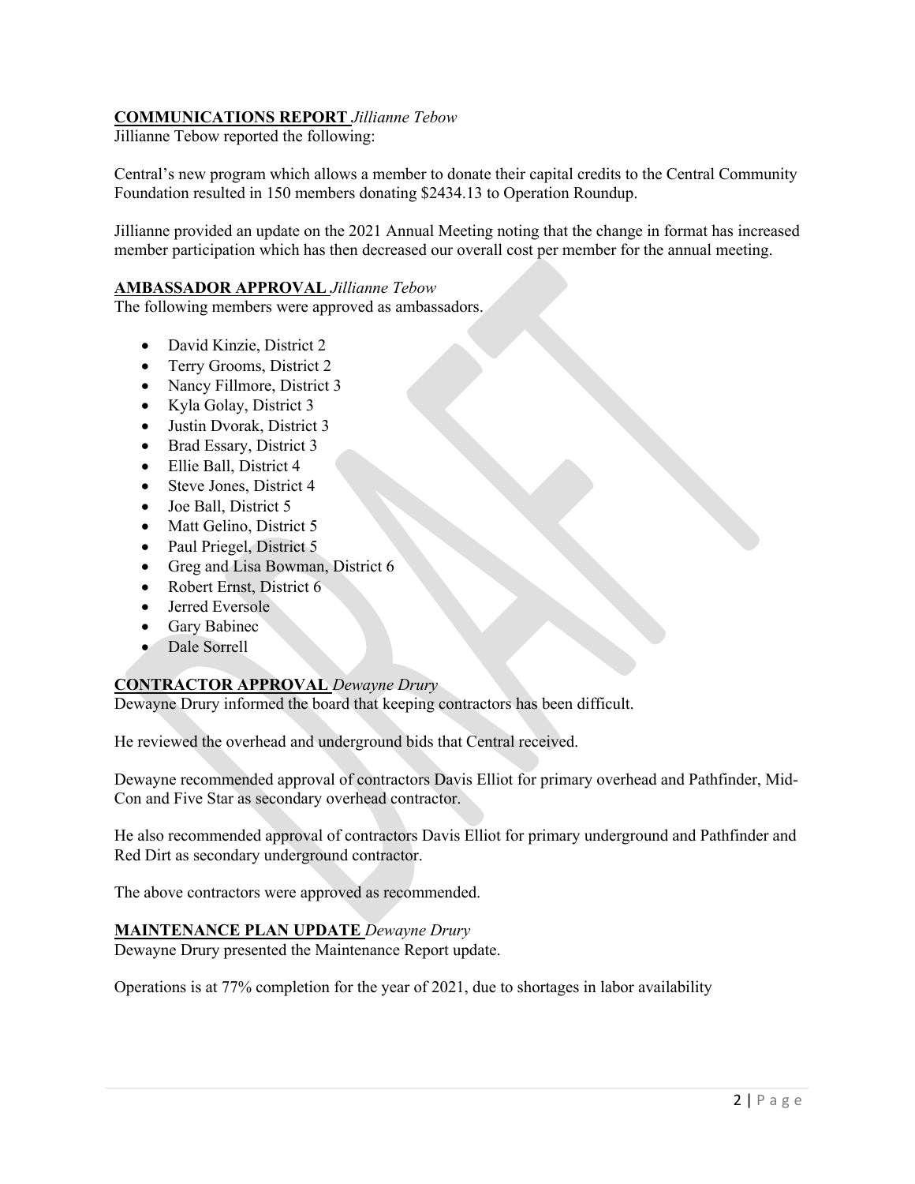**COMMUNICATIONS REPORT** *Jillianne Tebow*

Jillianne Tebow reported the following:

Central's new program which allows a member to donate their capital credits to the Central Community Foundation resulted in 150 members donating $2434.13 to Operation Roundup.

Jillianne provided an update on the 2021 Annual Meeting noting that the change in format has increased member participation which has then decreased our overall cost per member for the annual meeting.

**AMBASSADOR APPROVAL** *Jillianne Tebow*

The following members were approved as ambassadors.

- David Kinzie, District 2
- Terry Grooms, District 2
- Nancy Fillmore, District 3
- Kyla Golay, District 3
- Justin Dvorak, District 3
- Brad Essary, District 3
- Ellie Ball, District 4
- Steve Jones, District 4
- Joe Ball, District 5
- Matt Gelino, District 5
- Paul Priegel, District 5
- Greg and Lisa Bowman, District 6
- Robert Ernst, District 6
- Jerred Eversole
- Gary Babinec
- Dale Sorrell

**CONTRACTOR APPROVAL** *Dewayne Drury*

Dewayne Drury informed the board that keeping contractors has been difficult.

He reviewed the overhead and underground bids that Central received.

Dewayne recommended approval of contractors Davis Elliot for primary overhead and Pathfinder, Mid-Con and Five Star as secondary overhead contractor.

He also recommended approval of contractors Davis Elliot for primary underground and Pathfinder and Red Dirt as secondary underground contractor.

The above contractors were approved as recommended.

**MAINTENANCE PLAN UPDATE** *Dewayne Drury*

Dewayne Drury presented the Maintenance Report update.

Operations is at 77% completion for the year of 2021, due to shortages in labor availability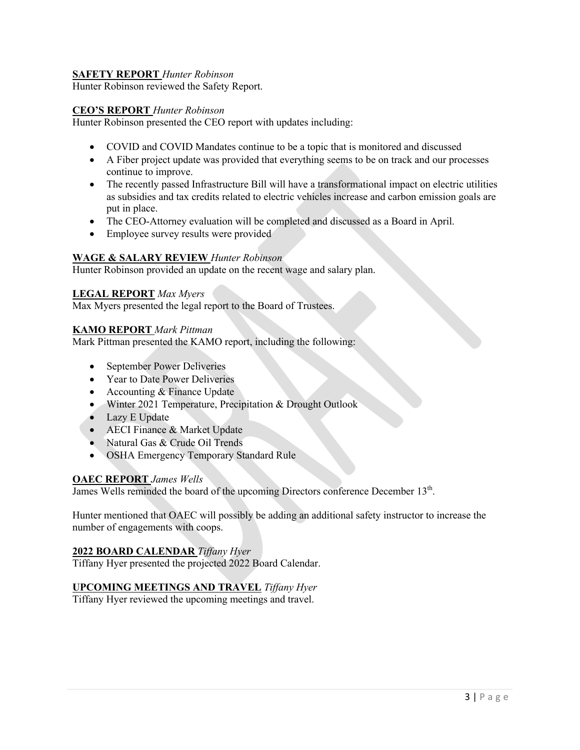**SAFETY REPORT** *Hunter Robinson*
Hunter Robinson reviewed the Safety Report.

**CEO'S REPORT** *Hunter Robinson*
Hunter Robinson presented the CEO report with updates including:

- COVID and COVID Mandates continue to be a topic that is monitored and discussed
- A Fiber project update was provided that everything seems to be on track and our processes continue to improve.
- The recently passed Infrastructure Bill will have a transformational impact on electric utilities as subsidies and tax credits related to electric vehicles increase and carbon emission goals are put in place.
- The CEO-Attorney evaluation will be completed and discussed as a Board in April.
- Employee survey results were provided

**WAGE & SALARY REVIEW** *Hunter Robinson*
Hunter Robinson provided an update on the recent wage and salary plan.

**LEGAL REPORT** *Max Myers*
Max Myers presented the legal report to the Board of Trustees.

**KAMO REPORT** *Mark Pittman*
Mark Pittman presented the KAMO report, including the following:

- September Power Deliveries
- Year to Date Power Deliveries
- Accounting & Finance Update
- Winter 2021 Temperature, Precipitation & Drought Outlook
- Lazy E Update
- AECI Finance & Market Update
- Natural Gas & Crude Oil Trends
- OSHA Emergency Temporary Standard Rule

**OAEC REPORT** *James Wells*
James Wells reminded the board of the upcoming Directors conference December 13th.

Hunter mentioned that OAEC will possibly be adding an additional safety instructor to increase the number of engagements with coops.

**2022 BOARD CALENDAR** *Tiffany Hyer*
Tiffany Hyer presented the projected 2022 Board Calendar.

**UPCOMING MEETINGS AND TRAVEL** *Tiffany Hyer*
Tiffany Hyer reviewed the upcoming meetings and travel.